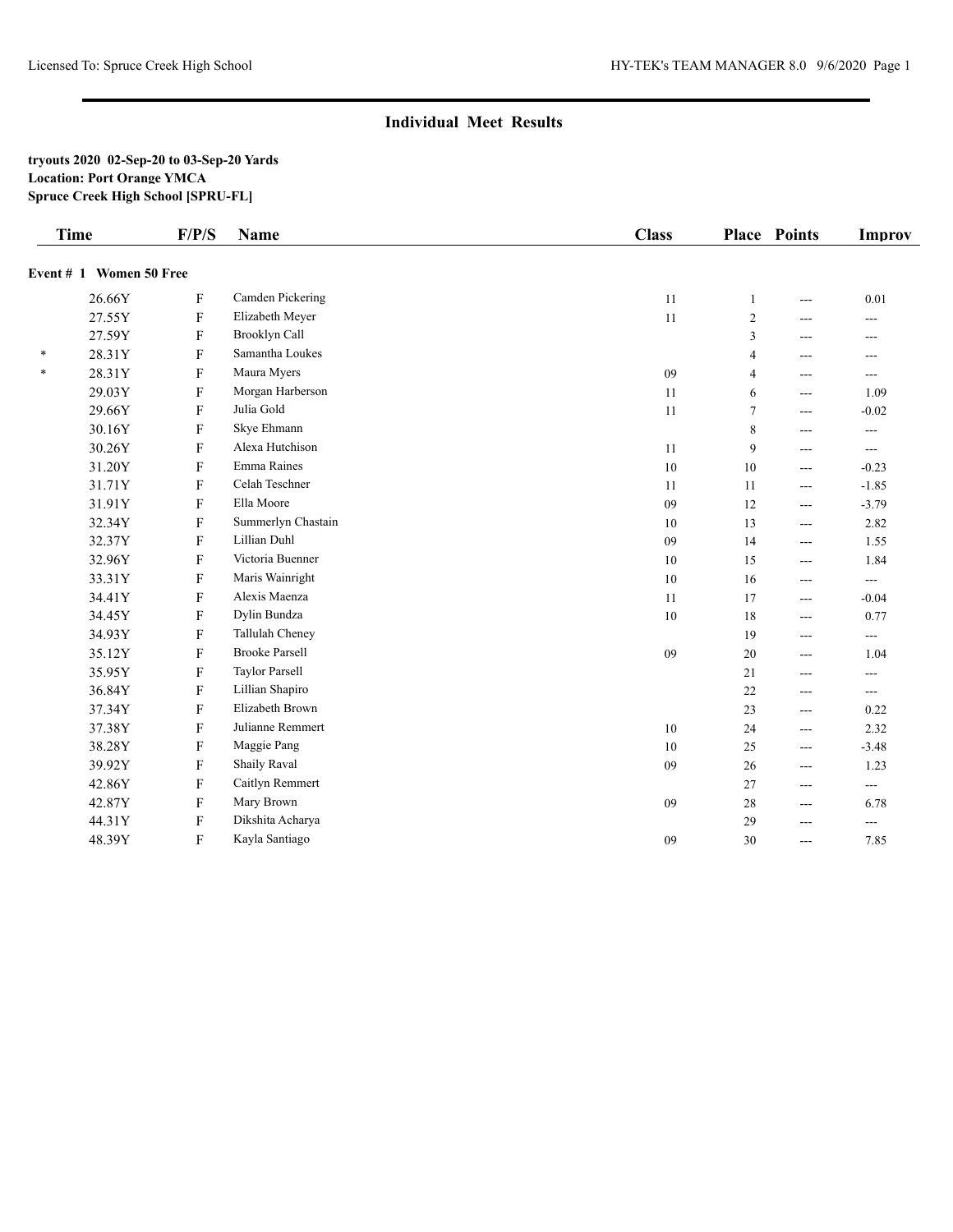## Individual Meet Results

**tryouts 2020 02-Sep-20 to 03-Sep-20 Yards**
**Location: Port Orange YMCA**
**Spruce Creek High School [SPRU-FL]**

**Event # 1 Women 50 Free**

| | Time | F/P/S | Name | Class | Place | Points | Improv |
|---|---|---|---|---|---|---|---|
| | 26.66Y | F | Camden Pickering | 11 | 1 | --- | 0.01 |
| | 27.55Y | F | Elizabeth Meyer | 11 | 2 | --- | --- |
| | 27.59Y | F | Brooklyn Call | | 3 | --- | --- |
| * | 28.31Y | F | Samantha Loukes | | 4 | --- | --- |
| * | 28.31Y | F | Maura Myers | 09 | 4 | --- | --- |
| | 29.03Y | F | Morgan Harberson | 11 | 6 | --- | 1.09 |
| | 29.66Y | F | Julia Gold | 11 | 7 | --- | -0.02 |
| | 30.16Y | F | Skye Ehmann | | 8 | --- | --- |
| | 30.26Y | F | Alexa Hutchison | 11 | 9 | --- | --- |
| | 31.20Y | F | Emma Raines | 10 | 10 | --- | -0.23 |
| | 31.71Y | F | Celah Teschner | 11 | 11 | --- | -1.85 |
| | 31.91Y | F | Ella Moore | 09 | 12 | --- | -3.79 |
| | 32.34Y | F | Summerlyn Chastain | 10 | 13 | --- | 2.82 |
| | 32.37Y | F | Lillian Duhl | 09 | 14 | --- | 1.55 |
| | 32.96Y | F | Victoria Buenner | 10 | 15 | --- | 1.84 |
| | 33.31Y | F | Maris Wainright | 10 | 16 | --- | --- |
| | 34.41Y | F | Alexis Maenza | 11 | 17 | --- | -0.04 |
| | 34.45Y | F | Dylin Bundza | 10 | 18 | --- | 0.77 |
| | 34.93Y | F | Tallulah Cheney | | 19 | --- | --- |
| | 35.12Y | F | Brooke Parsell | 09 | 20 | --- | 1.04 |
| | 35.95Y | F | Taylor Parsell | | 21 | --- | --- |
| | 36.84Y | F | Lillian Shapiro | | 22 | --- | --- |
| | 37.34Y | F | Elizabeth Brown | | 23 | --- | 0.22 |
| | 37.38Y | F | Julianne Remmert | 10 | 24 | --- | 2.32 |
| | 38.28Y | F | Maggie Pang | 10 | 25 | --- | -3.48 |
| | 39.92Y | F | Shaily Raval | 09 | 26 | --- | 1.23 |
| | 42.86Y | F | Caitlyn Remmert | | 27 | --- | --- |
| | 42.87Y | F | Mary Brown | 09 | 28 | --- | 6.78 |
| | 44.31Y | F | Dikshita Acharya | | 29 | --- | --- |
| | 48.39Y | F | Kayla Santiago | 09 | 30 | --- | 7.85 |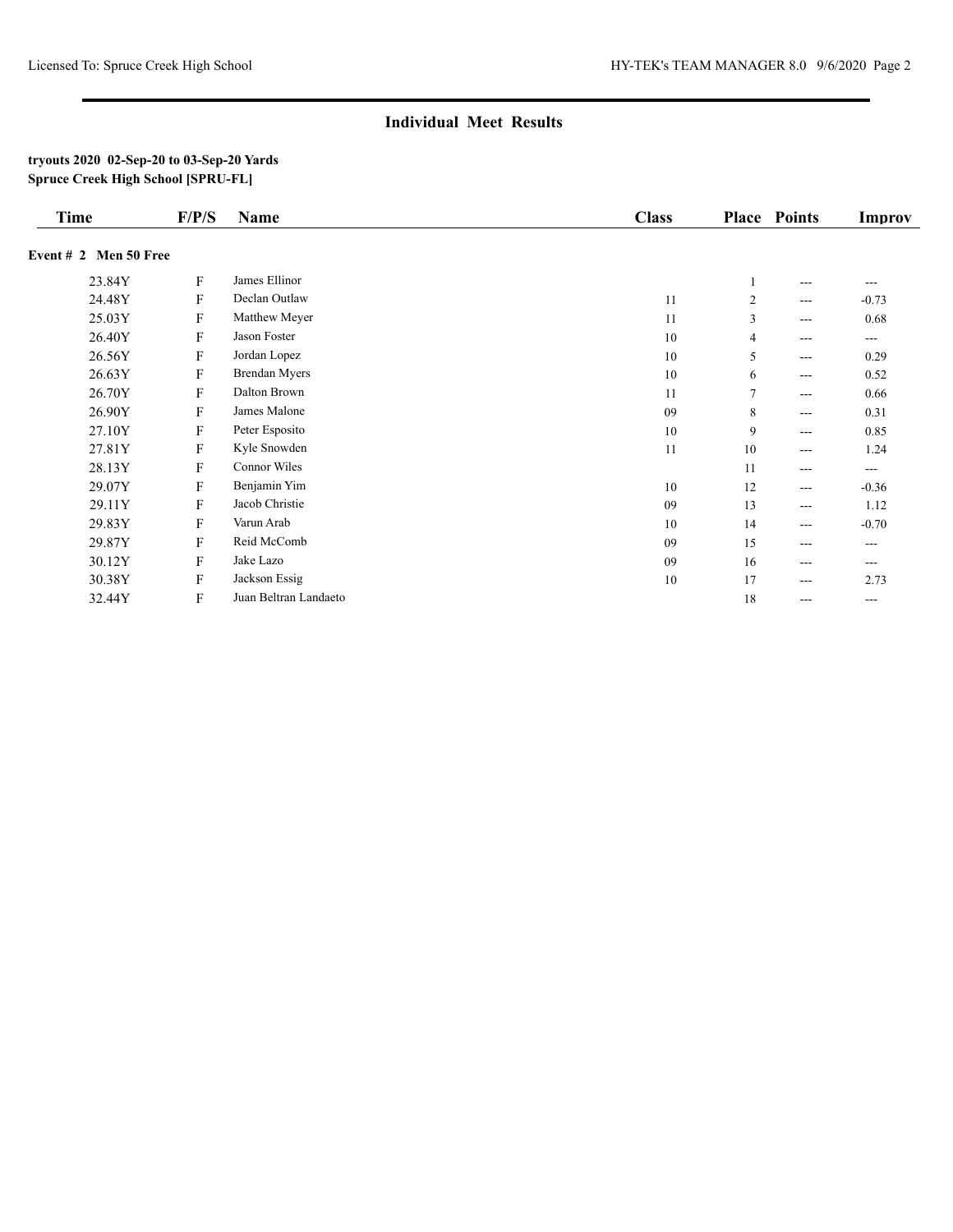## Individual Meet Results

**tryouts 2020 02-Sep-20 to 03-Sep-20 Yards**
**Spruce Creek High School [SPRU-FL]**

| Time | F/P/S | Name | Class | Place | Points | Improv |
|---|---|---|---|---|---|---|
| **Event # 2 Men 50 Free** | | | | | | |
| 23.84Y | F | James Ellinor | | 1 | --- | --- |
| 24.48Y | F | Declan Outlaw | 11 | 2 | --- | -0.73 |
| 25.03Y | F | Matthew Meyer | 11 | 3 | --- | 0.68 |
| 26.40Y | F | Jason Foster | 10 | 4 | --- | --- |
| 26.56Y | F | Jordan Lopez | 10 | 5 | --- | 0.29 |
| 26.63Y | F | Brendan Myers | 10 | 6 | --- | 0.52 |
| 26.70Y | F | Dalton Brown | 11 | 7 | --- | 0.66 |
| 26.90Y | F | James Malone | 09 | 8 | --- | 0.31 |
| 27.10Y | F | Peter Esposito | 10 | 9 | --- | 0.85 |
| 27.81Y | F | Kyle Snowden | 11 | 10 | --- | 1.24 |
| 28.13Y | F | Connor Wiles | | 11 | --- | --- |
| 29.07Y | F | Benjamin Yim | 10 | 12 | --- | -0.36 |
| 29.11Y | F | Jacob Christie | 09 | 13 | --- | 1.12 |
| 29.83Y | F | Varun Arab | 10 | 14 | --- | -0.70 |
| 29.87Y | F | Reid McComb | 09 | 15 | --- | --- |
| 30.12Y | F | Jake Lazo | 09 | 16 | --- | --- |
| 30.38Y | F | Jackson Essig | 10 | 17 | --- | 2.73 |
| 32.44Y | F | Juan Beltran Landaeto | | 18 | --- | --- |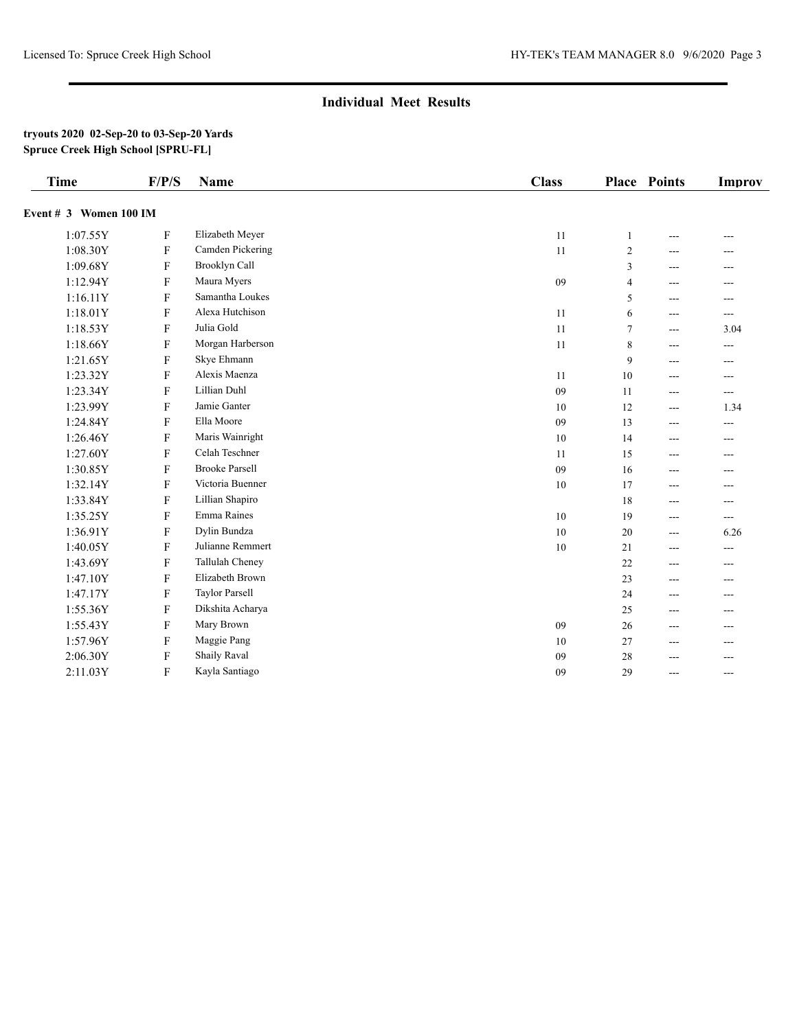## Individual Meet Results

**tryouts 2020 02-Sep-20 to 03-Sep-20 Yards**
**Spruce Creek High School [SPRU-FL]**

### Event # 3 Women 100 IM

| Time | F/P/S | Name | Class | Place | Points | Improv |
|---|---|---|---|---|---|---|
| 1:07.55Y | F | Elizabeth Meyer | 11 | 1 | --- | --- |
| 1:08.30Y | F | Camden Pickering | 11 | 2 | --- | --- |
| 1:09.68Y | F | Brooklyn Call | | 3 | --- | --- |
| 1:12.94Y | F | Maura Myers | 09 | 4 | --- | --- |
| 1:16.11Y | F | Samantha Loukes | | 5 | --- | --- |
| 1:18.01Y | F | Alexa Hutchison | 11 | 6 | --- | --- |
| 1:18.53Y | F | Julia Gold | 11 | 7 | --- | 3.04 |
| 1:18.66Y | F | Morgan Harberson | 11 | 8 | --- | --- |
| 1:21.65Y | F | Skye Ehmann | | 9 | --- | --- |
| 1:23.32Y | F | Alexis Maenza | 11 | 10 | --- | --- |
| 1:23.34Y | F | Lillian Duhl | 09 | 11 | --- | --- |
| 1:23.99Y | F | Jamie Ganter | 10 | 12 | --- | 1.34 |
| 1:24.84Y | F | Ella Moore | 09 | 13 | --- | --- |
| 1:26.46Y | F | Maris Wainright | 10 | 14 | --- | --- |
| 1:27.60Y | F | Celah Teschner | 11 | 15 | --- | --- |
| 1:30.85Y | F | Brooke Parsell | 09 | 16 | --- | --- |
| 1:32.14Y | F | Victoria Buenner | 10 | 17 | --- | --- |
| 1:33.84Y | F | Lillian Shapiro | | 18 | --- | --- |
| 1:35.25Y | F | Emma Raines | 10 | 19 | --- | --- |
| 1:36.91Y | F | Dylin Bundza | 10 | 20 | --- | 6.26 |
| 1:40.05Y | F | Julianne Remmert | 10 | 21 | --- | --- |
| 1:43.69Y | F | Tallulah Cheney | | 22 | --- | --- |
| 1:47.10Y | F | Elizabeth Brown | | 23 | --- | --- |
| 1:47.17Y | F | Taylor Parsell | | 24 | --- | --- |
| 1:55.36Y | F | Dikshita Acharya | | 25 | --- | --- |
| 1:55.43Y | F | Mary Brown | 09 | 26 | --- | --- |
| 1:57.96Y | F | Maggie Pang | 10 | 27 | --- | --- |
| 2:06.30Y | F | Shaily Raval | 09 | 28 | --- | --- |
| 2:11.03Y | F | Kayla Santiago | 09 | 29 | --- | --- |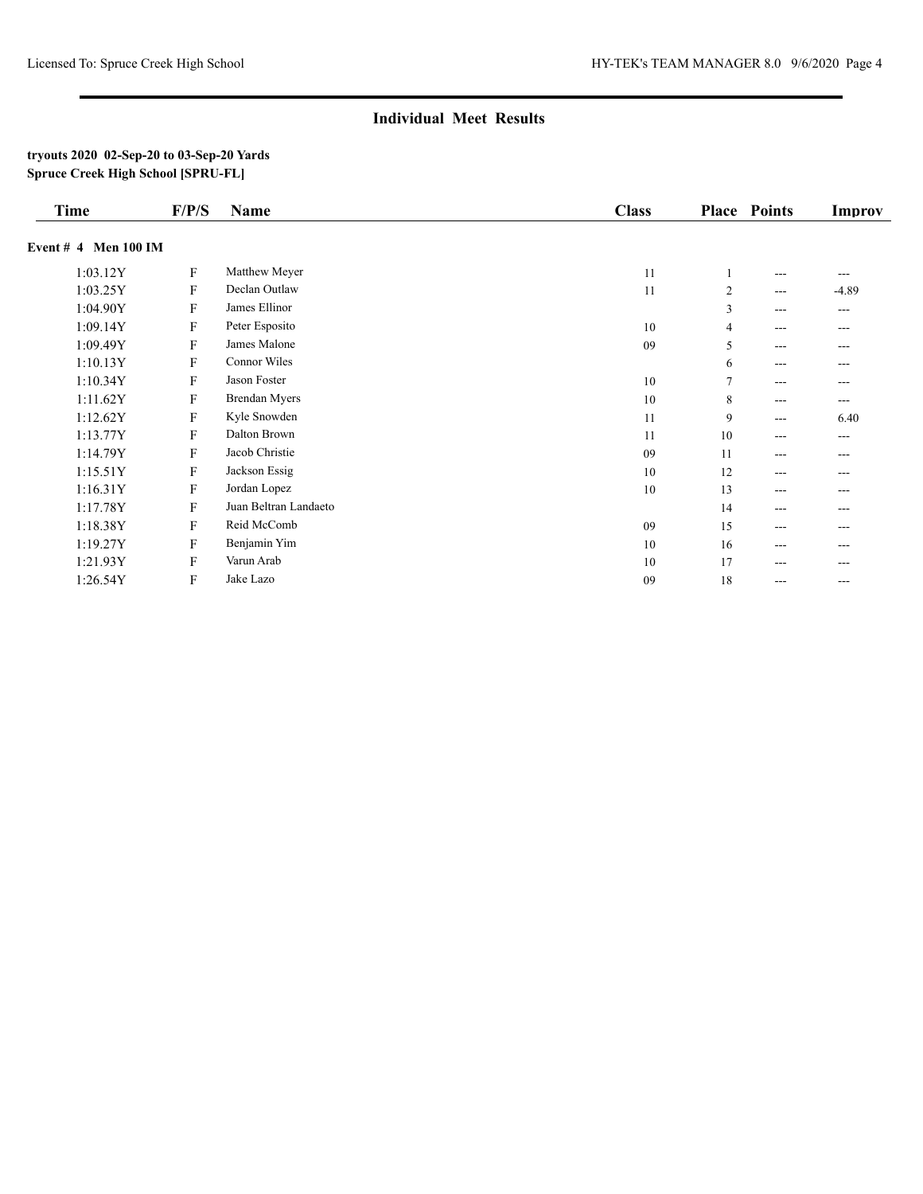## Individual Meet Results

**tryouts 2020 02-Sep-20 to 03-Sep-20 Yards**
**Spruce Creek High School [SPRU-FL]**

| Time | F/P/S | Name | Class | Place | Points | Improv |
|---|---|---|---|---|---|---|
| **Event # 4 Men 100 IM** | | | | | | |
| 1:03.12Y | F | Matthew Meyer | 11 | 1 | --- | --- |
| 1:03.25Y | F | Declan Outlaw | 11 | 2 | --- | -4.89 |
| 1:04.90Y | F | James Ellinor | | 3 | --- | --- |
| 1:09.14Y | F | Peter Esposito | 10 | 4 | --- | --- |
| 1:09.49Y | F | James Malone | 09 | 5 | --- | --- |
| 1:10.13Y | F | Connor Wiles | | 6 | --- | --- |
| 1:10.34Y | F | Jason Foster | 10 | 7 | --- | --- |
| 1:11.62Y | F | Brendan Myers | 10 | 8 | --- | --- |
| 1:12.62Y | F | Kyle Snowden | 11 | 9 | --- | 6.40 |
| 1:13.77Y | F | Dalton Brown | 11 | 10 | --- | --- |
| 1:14.79Y | F | Jacob Christie | 09 | 11 | --- | --- |
| 1:15.51Y | F | Jackson Essig | 10 | 12 | --- | --- |
| 1:16.31Y | F | Jordan Lopez | 10 | 13 | --- | --- |
| 1:17.78Y | F | Juan Beltran Landaeto | | 14 | --- | --- |
| 1:18.38Y | F | Reid McComb | 09 | 15 | --- | --- |
| 1:19.27Y | F | Benjamin Yim | 10 | 16 | --- | --- |
| 1:21.93Y | F | Varun Arab | 10 | 17 | --- | --- |
| 1:26.54Y | F | Jake Lazo | 09 | 18 | --- | --- |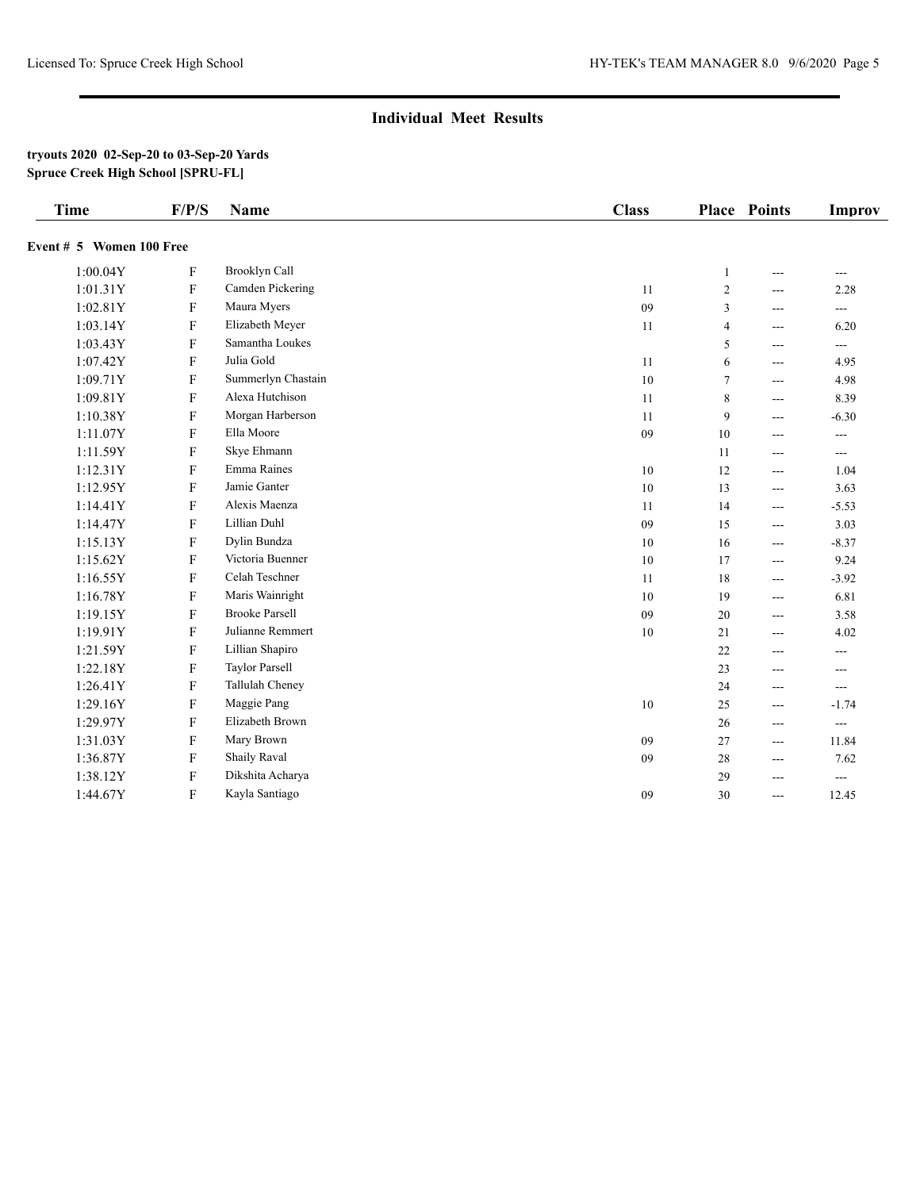## Individual Meet Results

**tryouts 2020 02-Sep-20 to 03-Sep-20 Yards**
**Spruce Creek High School [SPRU-FL]**

| Time | F/P/S | Name | Class | Place | Points | Improv |
|---|---|---|---|---|---|---|
| **Event # 5 Women 100 Free** | | | | | | |
| 1:00.04Y | F | Brooklyn Call | | 1 | --- | --- |
| 1:01.31Y | F | Camden Pickering | 11 | 2 | --- | 2.28 |
| 1:02.81Y | F | Maura Myers | 09 | 3 | --- | --- |
| 1:03.14Y | F | Elizabeth Meyer | 11 | 4 | --- | 6.20 |
| 1:03.43Y | F | Samantha Loukes | | 5 | --- | --- |
| 1:07.42Y | F | Julia Gold | 11 | 6 | --- | 4.95 |
| 1:09.71Y | F | Summerlyn Chastain | 10 | 7 | --- | 4.98 |
| 1:09.81Y | F | Alexa Hutchison | 11 | 8 | --- | 8.39 |
| 1:10.38Y | F | Morgan Harberson | 11 | 9 | --- | -6.30 |
| 1:11.07Y | F | Ella Moore | 09 | 10 | --- | --- |
| 1:11.59Y | F | Skye Ehmann | | 11 | --- | --- |
| 1:12.31Y | F | Emma Raines | 10 | 12 | --- | 1.04 |
| 1:12.95Y | F | Jamie Ganter | 10 | 13 | --- | 3.63 |
| 1:14.41Y | F | Alexis Maenza | 11 | 14 | --- | -5.53 |
| 1:14.47Y | F | Lillian Duhl | 09 | 15 | --- | 3.03 |
| 1:15.13Y | F | Dylin Bundza | 10 | 16 | --- | -8.37 |
| 1:15.62Y | F | Victoria Buenner | 10 | 17 | --- | 9.24 |
| 1:16.55Y | F | Celah Teschner | 11 | 18 | --- | -3.92 |
| 1:16.78Y | F | Maris Wainright | 10 | 19 | --- | 6.81 |
| 1:19.15Y | F | Brooke Parsell | 09 | 20 | --- | 3.58 |
| 1:19.91Y | F | Julianne Remmert | 10 | 21 | --- | 4.02 |
| 1:21.59Y | F | Lillian Shapiro | | 22 | --- | --- |
| 1:22.18Y | F | Taylor Parsell | | 23 | --- | --- |
| 1:26.41Y | F | Tallulah Cheney | | 24 | --- | --- |
| 1:29.16Y | F | Maggie Pang | 10 | 25 | --- | -1.74 |
| 1:29.97Y | F | Elizabeth Brown | | 26 | --- | --- |
| 1:31.03Y | F | Mary Brown | 09 | 27 | --- | 11.84 |
| 1:36.87Y | F | Shaily Raval | 09 | 28 | --- | 7.62 |
| 1:38.12Y | F | Dikshita Acharya | | 29 | --- | --- |
| 1:44.67Y | F | Kayla Santiago | 09 | 30 | --- | 12.45 |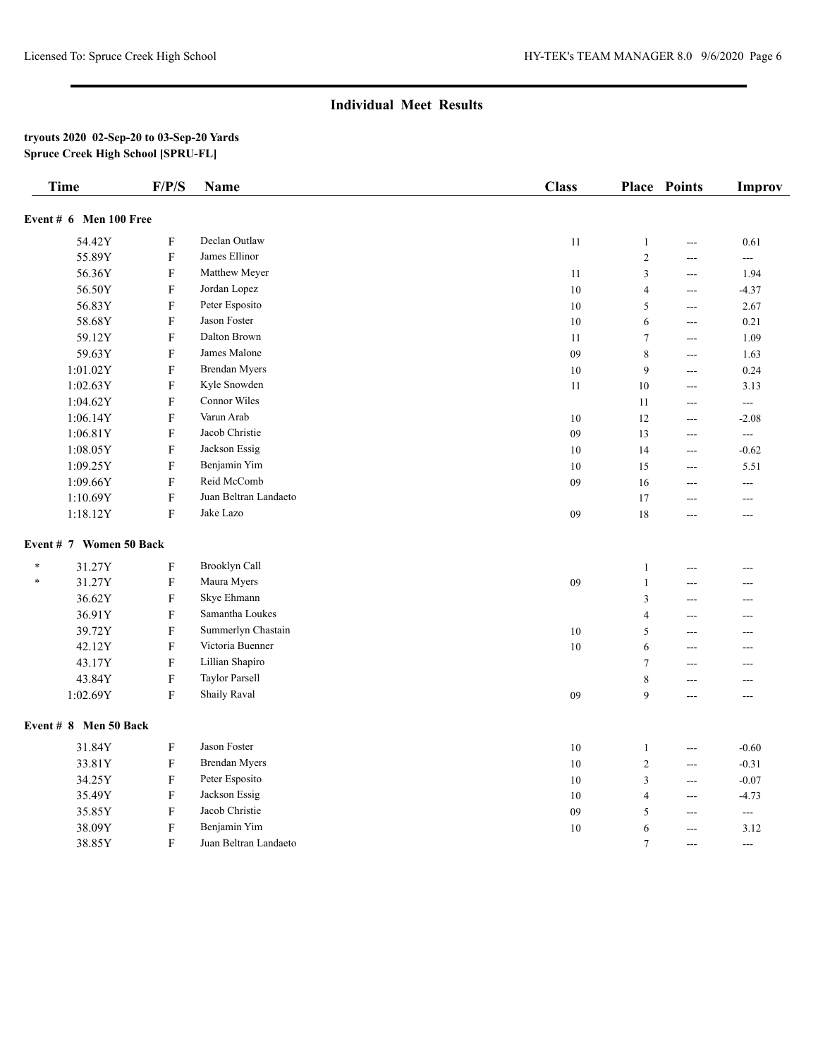## Individual Meet Results

**tryouts 2020 02-Sep-20 to 03-Sep-20 Yards**
**Spruce Creek High School [SPRU-FL]**

| Time | F/P/S | Name | Class | Place | Points | Improv |
|---|---|---|---|---|---|---|
| **Event # 6 Men 100 Free** | | | | | | |
| 54.42Y | F | Declan Outlaw | 11 | 1 | --- | 0.61 |
| 55.89Y | F | James Ellinor | | 2 | --- | --- |
| 56.36Y | F | Matthew Meyer | 11 | 3 | --- | 1.94 |
| 56.50Y | F | Jordan Lopez | 10 | 4 | --- | -4.37 |
| 56.83Y | F | Peter Esposito | 10 | 5 | --- | 2.67 |
| 58.68Y | F | Jason Foster | 10 | 6 | --- | 0.21 |
| 59.12Y | F | Dalton Brown | 11 | 7 | --- | 1.09 |
| 59.63Y | F | James Malone | 09 | 8 | --- | 1.63 |
| 1:01.02Y | F | Brendan Myers | 10 | 9 | --- | 0.24 |
| 1:02.63Y | F | Kyle Snowden | 11 | 10 | --- | 3.13 |
| 1:04.62Y | F | Connor Wiles | | 11 | --- | --- |
| 1:06.14Y | F | Varun Arab | 10 | 12 | --- | -2.08 |
| 1:06.81Y | F | Jacob Christie | 09 | 13 | --- | --- |
| 1:08.05Y | F | Jackson Essig | 10 | 14 | --- | -0.62 |
| 1:09.25Y | F | Benjamin Yim | 10 | 15 | --- | 5.51 |
| 1:09.66Y | F | Reid McComb | 09 | 16 | --- | --- |
| 1:10.69Y | F | Juan Beltran Landaeto | | 17 | --- | --- |
| 1:18.12Y | F | Jake Lazo | 09 | 18 | --- | --- |
| **Event # 7 Women 50 Back** | | | | | | |
| * 31.27Y | F | Brooklyn Call | | 1 | --- | --- |
| * 31.27Y | F | Maura Myers | 09 | 1 | --- | --- |
| 36.62Y | F | Skye Ehmann | | 3 | --- | --- |
| 36.91Y | F | Samantha Loukes | | 4 | --- | --- |
| 39.72Y | F | Summerlyn Chastain | 10 | 5 | --- | --- |
| 42.12Y | F | Victoria Buenner | 10 | 6 | --- | --- |
| 43.17Y | F | Lillian Shapiro | | 7 | --- | --- |
| 43.84Y | F | Taylor Parsell | | 8 | --- | --- |
| 1:02.69Y | F | Shaily Raval | 09 | 9 | --- | --- |
| **Event # 8 Men 50 Back** | | | | | | |
| 31.84Y | F | Jason Foster | 10 | 1 | --- | -0.60 |
| 33.81Y | F | Brendan Myers | 10 | 2 | --- | -0.31 |
| 34.25Y | F | Peter Esposito | 10 | 3 | --- | -0.07 |
| 35.49Y | F | Jackson Essig | 10 | 4 | --- | -4.73 |
| 35.85Y | F | Jacob Christie | 09 | 5 | --- | --- |
| 38.09Y | F | Benjamin Yim | 10 | 6 | --- | 3.12 |
| 38.85Y | F | Juan Beltran Landaeto | | 7 | --- | --- |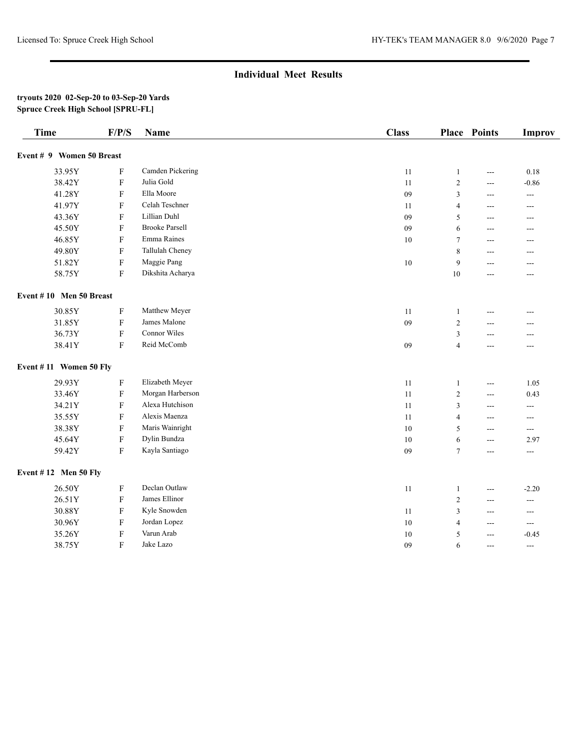## Individual Meet Results

**tryouts 2020 02-Sep-20 to 03-Sep-20 Yards**
**Spruce Creek High School [SPRU-FL]**

| Time | F/P/S | Name | Class | Place | Points | Improv |
|---|---|---|---|---|---|---|
| **Event # 9 Women 50 Breast** | | | | | | |
| 33.95Y | F | Camden Pickering | 11 | 1 | --- | 0.18 |
| 38.42Y | F | Julia Gold | 11 | 2 | --- | -0.86 |
| 41.28Y | F | Ella Moore | 09 | 3 | --- | --- |
| 41.97Y | F | Celah Teschner | 11 | 4 | --- | --- |
| 43.36Y | F | Lillian Duhl | 09 | 5 | --- | --- |
| 45.50Y | F | Brooke Parsell | 09 | 6 | --- | --- |
| 46.85Y | F | Emma Raines | 10 | 7 | --- | --- |
| 49.80Y | F | Tallulah Cheney | | 8 | --- | --- |
| 51.82Y | F | Maggie Pang | 10 | 9 | --- | --- |
| 58.75Y | F | Dikshita Acharya | | 10 | --- | --- |
| **Event # 10 Men 50 Breast** | | | | | | |
| 30.85Y | F | Matthew Meyer | 11 | 1 | --- | --- |
| 31.85Y | F | James Malone | 09 | 2 | --- | --- |
| 36.73Y | F | Connor Wiles | | 3 | --- | --- |
| 38.41Y | F | Reid McComb | 09 | 4 | --- | --- |
| **Event # 11 Women 50 Fly** | | | | | | |
| 29.93Y | F | Elizabeth Meyer | 11 | 1 | --- | 1.05 |
| 33.46Y | F | Morgan Harberson | 11 | 2 | --- | 0.43 |
| 34.21Y | F | Alexa Hutchison | 11 | 3 | --- | --- |
| 35.55Y | F | Alexis Maenza | 11 | 4 | --- | --- |
| 38.38Y | F | Maris Wainright | 10 | 5 | --- | --- |
| 45.64Y | F | Dylin Bundza | 10 | 6 | --- | 2.97 |
| 59.42Y | F | Kayla Santiago | 09 | 7 | --- | --- |
| **Event # 12 Men 50 Fly** | | | | | | |
| 26.50Y | F | Declan Outlaw | 11 | 1 | --- | -2.20 |
| 26.51Y | F | James Ellinor | | 2 | --- | --- |
| 30.88Y | F | Kyle Snowden | 11 | 3 | --- | --- |
| 30.96Y | F | Jordan Lopez | 10 | 4 | --- | --- |
| 35.26Y | F | Varun Arab | 10 | 5 | --- | -0.45 |
| 38.75Y | F | Jake Lazo | 09 | 6 | --- | --- |